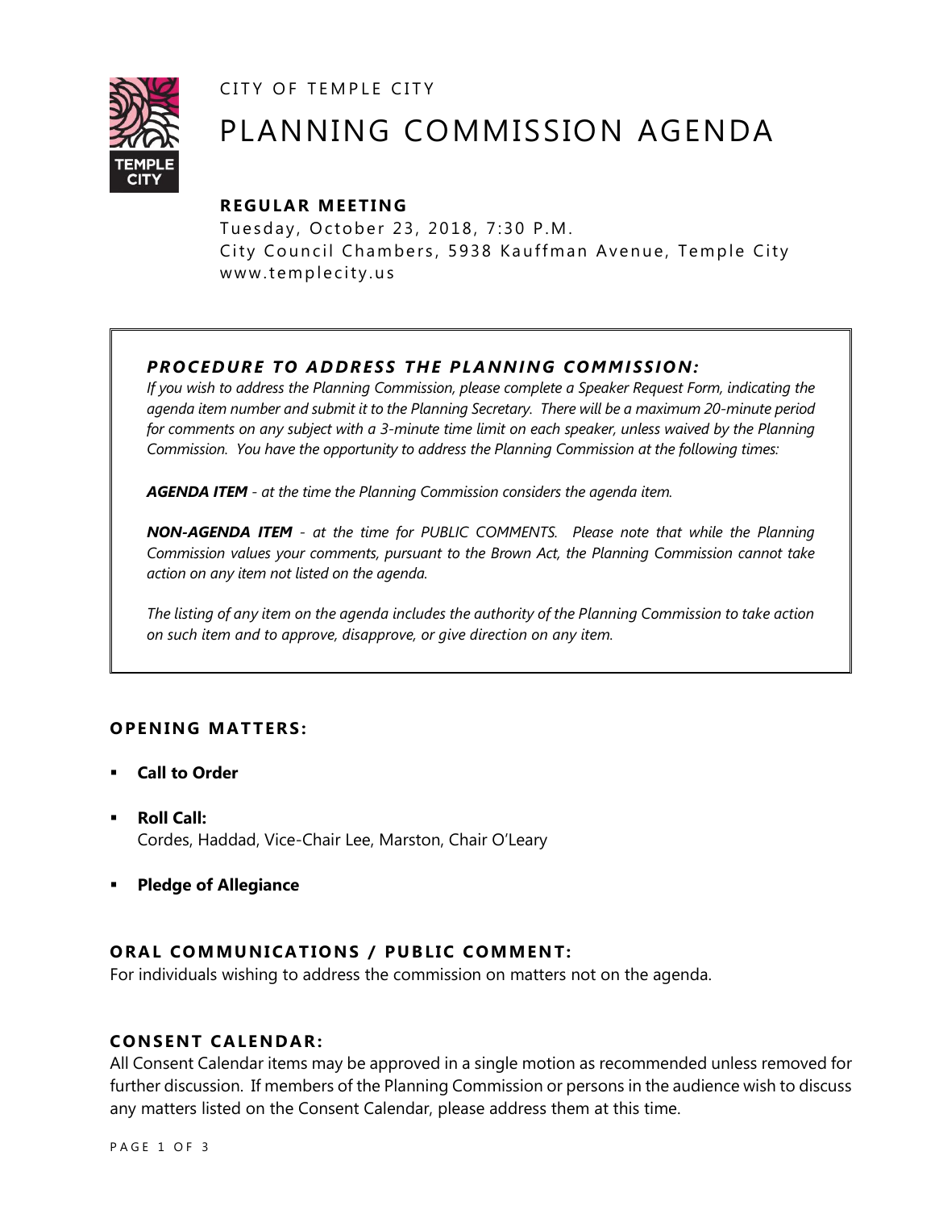CITY OF TEMPLE CITY

# PLANNING COMMISSION AGENDA

### REGULAR MEETING

Tuesday, October 23, 2018, 7:30 P.M.
City Council Chambers, 5938 Kauffman Avenue, Temple City
www.templecity.us

### *PROCEDURE TO ADDRESS THE PLANNING COMMISSION:*

*If you wish to address the Planning Commission, please complete a Speaker Request Form, indicating the agenda item number and submit it to the Planning Secretary. There will be a maximum 20-minute period for comments on any subject with a 3-minute time limit on each speaker, unless waived by the Planning Commission. You have the opportunity to address the Planning Commission at the following times:*

***AGENDA ITEM** - at the time the Planning Commission considers the agenda item.*

***NON-AGENDA ITEM** - at the time for PUBLIC COMMENTS. Please note that while the Planning Commission values your comments, pursuant to the Brown Act, the Planning Commission cannot take action on any item not listed on the agenda.*

*The listing of any item on the agenda includes the authority of the Planning Commission to take action on such item and to approve, disapprove, or give direction on any item.*

### OPENING MATTERS:

- **Call to Order**
- **Roll Call:**
  Cordes, Haddad, Vice-Chair Lee, Marston, Chair O'Leary
- **Pledge of Allegiance**

### ORAL COMMUNICATIONS / PUBLIC COMMENT:

For individuals wishing to address the commission on matters not on the agenda.

### CONSENT CALENDAR:

All Consent Calendar items may be approved in a single motion as recommended unless removed for further discussion. If members of the Planning Commission or persons in the audience wish to discuss any matters listed on the Consent Calendar, please address them at this time.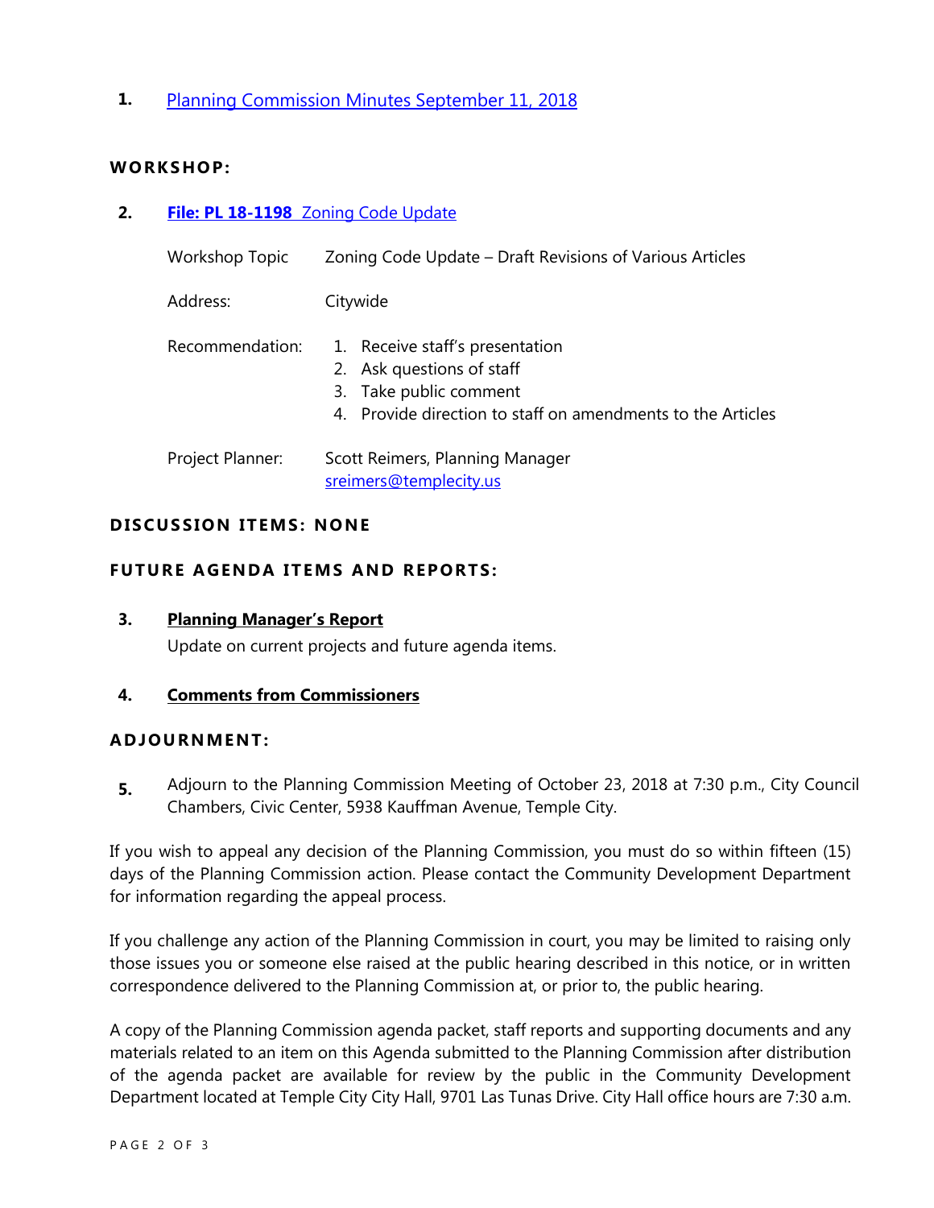1. [Planning Commission Minutes September 11, 2018]

## WORKSHOP:

2. **File: PL 18-1198** Zoning Code Update

| | |
|---|---|
| Workshop Topic | Zoning Code Update – Draft Revisions of Various Articles |
| Address: | Citywide |
| Recommendation: | 1. Receive staff's presentation<br>2. Ask questions of staff<br>3. Take public comment<br>4. Provide direction to staff on amendments to the Articles |
| Project Planner: | Scott Reimers, Planning Manager<br>sreimers@templecity.us |

## DISCUSSION ITEMS: NONE

## FUTURE AGENDA ITEMS AND REPORTS:

3. **Planning Manager's Report**

   Update on current projects and future agenda items.

4. **Comments from Commissioners**

## ADJOURNMENT:

5. Adjourn to the Planning Commission Meeting of October 23, 2018 at 7:30 p.m., City Council Chambers, Civic Center, 5938 Kauffman Avenue, Temple City.

If you wish to appeal any decision of the Planning Commission, you must do so within fifteen (15) days of the Planning Commission action. Please contact the Community Development Department for information regarding the appeal process.

If you challenge any action of the Planning Commission in court, you may be limited to raising only those issues you or someone else raised at the public hearing described in this notice, or in written correspondence delivered to the Planning Commission at, or prior to, the public hearing.

A copy of the Planning Commission agenda packet, staff reports and supporting documents and any materials related to an item on this Agenda submitted to the Planning Commission after distribution of the agenda packet are available for review by the public in the Community Development Department located at Temple City City Hall, 9701 Las Tunas Drive. City Hall office hours are 7:30 a.m.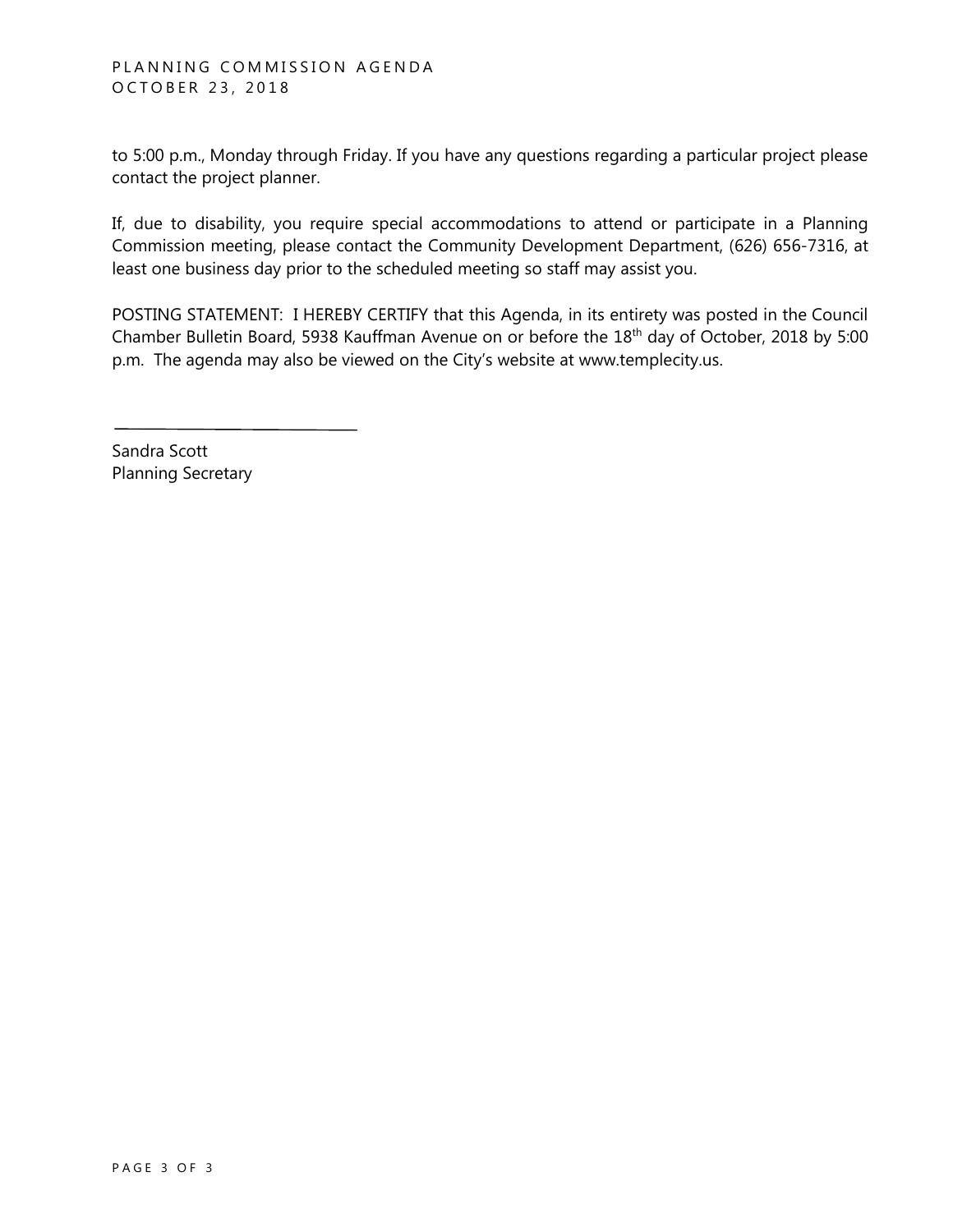to 5:00 p.m., Monday through Friday. If you have any questions regarding a particular project please contact the project planner.

If, due to disability, you require special accommodations to attend or participate in a Planning Commission meeting, please contact the Community Development Department, (626) 656-7316, at least one business day prior to the scheduled meeting so staff may assist you.

POSTING STATEMENT: I HEREBY CERTIFY that this Agenda, in its entirety was posted in the Council Chamber Bulletin Board, 5938 Kauffman Avenue on or before the 18th day of October, 2018 by 5:00 p.m. The agenda may also be viewed on the City's website at www.templecity.us.

\_\_\_\_\_\_\_\_\_\_\_\_\_\_\_\_\_\_\_\_\_\_\_\_\_\_\_\_

Sandra Scott
Planning Secretary